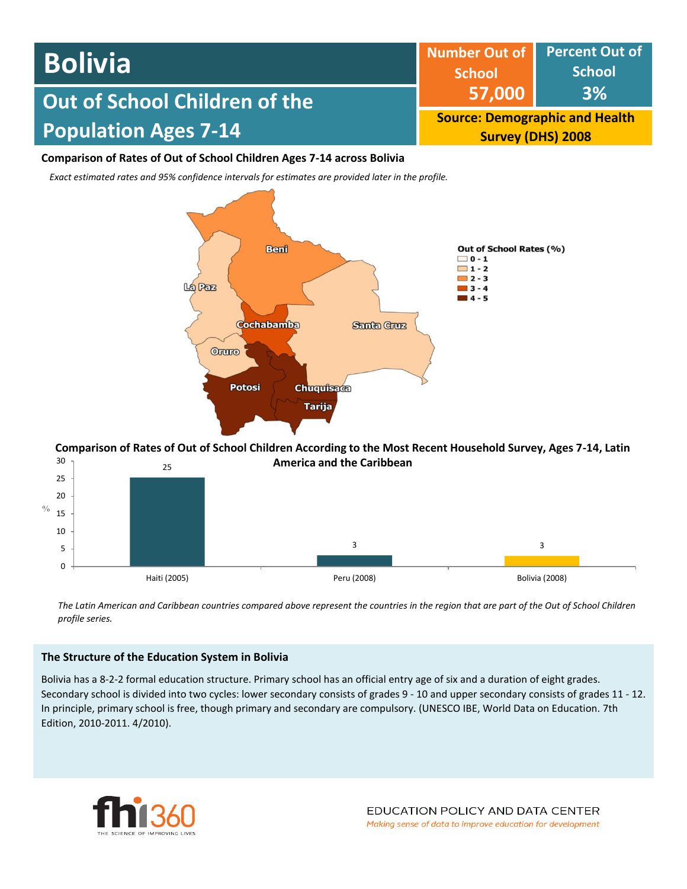# Bolivia

## Out of School Children of the Population Ages 7-14

| Number Out of School | Percent Out of School |
| --- | --- |
| 57,000 | 3% |

**Source: Demographic and Health Survey (DHS) 2008**

**Comparison of Rates of Out of School Children Ages 7-14 across Bolivia**

*Exact estimated rates and 95% confidence intervals for estimates are provided later in the profile.*

Out of School Rates (%)
- 0 - 1
- 1 - 2
- 2 - 3
- 3 - 4
- 4 - 5

Beni, La Paz, Cochabamba, Santa Cruz, Oruro, Potosi, Chuquisaca, Tarija

**Comparison of Rates of Out of School Children According to the Most Recent Household Survey, Ages 7-14, Latin America and the Caribbean**

| Country | % |
| --- | --- |
| Haiti (2005) | 25 |
| Peru (2008) | 3 |
| Bolivia (2008) | 3 |

*The Latin American and Caribbean countries compared above represent the countries in the region that are part of the Out of School Children profile series.*

### The Structure of the Education System in Bolivia

Bolivia has a 8-2-2 formal education structure. Primary school has an official entry age of six and a duration of eight grades. Secondary school is divided into two cycles: lower secondary consists of grades 9 - 10 and upper secondary consists of grades 11 - 12. In principle, primary school is free, though primary and secondary are compulsory. (UNESCO IBE, World Data on Education. 7th Edition, 2010-2011. 4/2010).

fhi360 THE SCIENCE OF IMPROVING LIVES

EDUCATION POLICY AND DATA CENTER
*Making sense of data to improve education for development*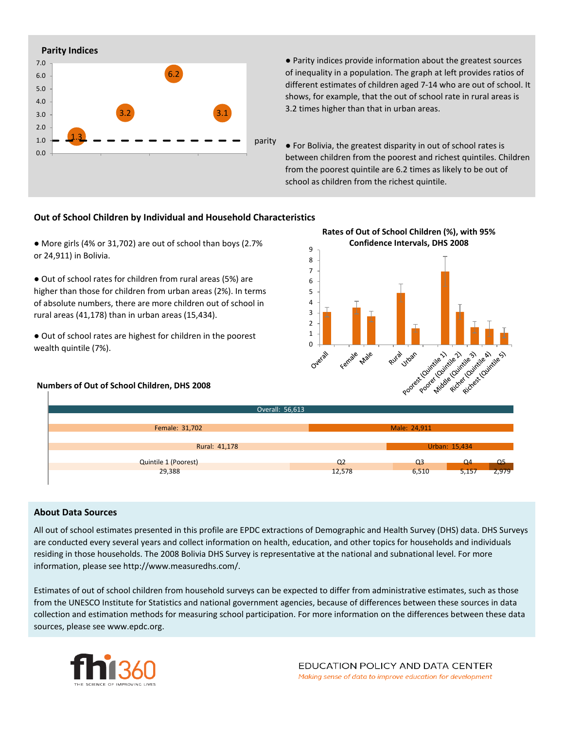## Parity Indices

| | Value |
|---|---|
| Female/Male | 1.3 |
| Rural/Urban | 3.2 |
| Poorest/Richest | 6.2 |
| Poorest/Middle | 3.1 |

parity = 1.0

● Parity indices provide information about the greatest sources of inequality in a population. The graph at left provides ratios of different estimates of children aged 7-14 who are out of school. It shows, for example, that the out of school rate in rural areas is 3.2 times higher than that in urban areas.

● For Bolivia, the greatest disparity in out of school rates is between children from the poorest and richest quintiles. Children from the poorest quintile are 6.2 times as likely to be out of school as children from the richest quintile.

## Out of School Children by Individual and Household Characteristics

● More girls (4% or 31,702) are out of school than boys (2.7% or 24,911) in Bolivia.

● Out of school rates for children from rural areas (5%) are higher than those for children from urban areas (2%). In terms of absolute numbers, there are more children out of school in rural areas (41,178) than in urban areas (15,434).

● Out of school rates are highest for children in the poorest wealth quintile (7%).

### Rates of Out of School Children (%), with 95% Confidence Intervals, DHS 2008

Categories: Overall, Female, Male, Rural, Urban, Poorest (Quintile 1), Poorer (Quintile 2), Middle (Quintile 3), Richer (Quintile 4), Richest (Quintile 5)

### Numbers of Out of School Children, DHS 2008

| Category | Number |
|---|---|
| Overall | 56,613 |
| Female | 31,702 |
| Male | 24,911 |
| Rural | 41,178 |
| Urban | 15,434 |
| Quintile 1 (Poorest) | 29,388 |
| Q2 | 12,578 |
| Q3 | 6,510 |
| Q4 | 5,157 |
| Q5 | 2,979 |

## About Data Sources

All out of school estimates presented in this profile are EPDC extractions of Demographic and Health Survey (DHS) data. DHS Surveys are conducted every several years and collect information on health, education, and other topics for households and individuals residing in those households. The 2008 Bolivia DHS Survey is representative at the national and subnational level. For more information, please see http://www.measuredhs.com/.

Estimates of out of school children from household surveys can be expected to differ from administrative estimates, such as those from the UNESCO Institute for Statistics and national government agencies, because of differences between these sources in data collection and estimation methods for measuring school participation. For more information on the differences between these data sources, please see www.epdc.org.

fhi360 THE SCIENCE OF IMPROVING LIVES

EDUCATION POLICY AND DATA CENTER
*Making sense of data to improve education for development*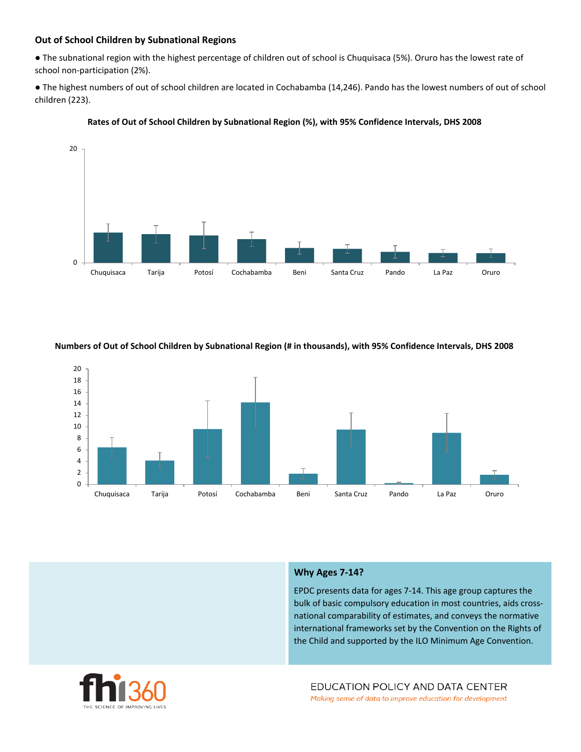### Out of School Children by Subnational Regions

- The subnational region with the highest percentage of children out of school is Chuquisaca (5%). Oruro has the lowest rate of school non-participation (2%).
- The highest numbers of out of school children are located in Cochabamba (14,246). Pando has the lowest numbers of out of school children (223).

**Rates of Out of School Children by Subnational Region (%), with 95% Confidence Intervals, DHS 2008**

**Numbers of Out of School Children by Subnational Region (# in thousands), with 95% Confidence Intervals, DHS 2008**

### Why Ages 7-14?

EPDC presents data for ages 7-14. This age group captures the bulk of basic compulsory education in most countries, aids cross-national comparability of estimates, and conveys the normative international frameworks set by the Convention on the Rights of the Child and supported by the ILO Minimum Age Convention.

fhi360 THE SCIENCE OF IMPROVING LIVES

EDUCATION POLICY AND DATA CENTER
*Making sense of data to improve education for development*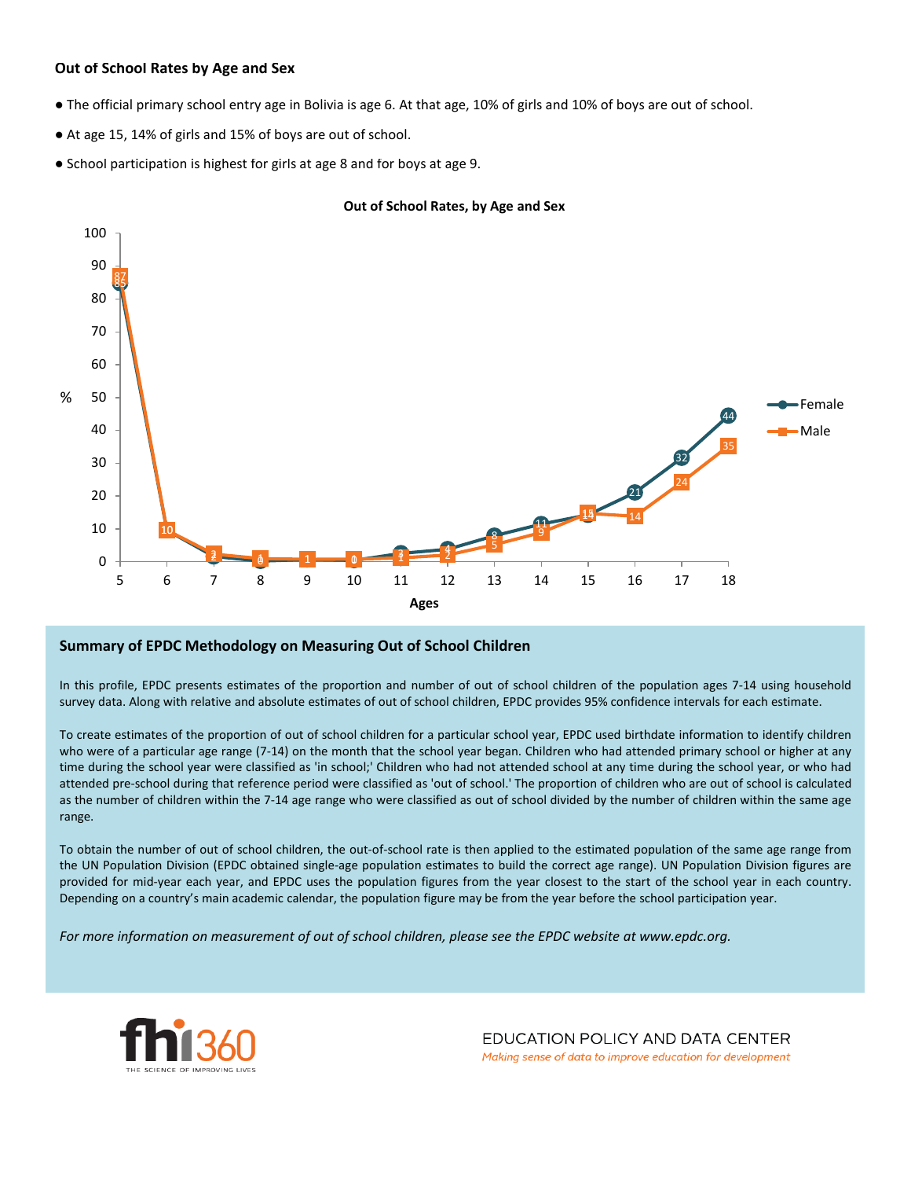### Out of School Rates by Age and Sex

- The official primary school entry age in Bolivia is age 6. At that age, 10% of girls and 10% of boys are out of school.
- At age 15, 14% of girls and 15% of boys are out of school.
- School participation is highest for girls at age 8 and for boys at age 9.

**Out of School Rates, by Age and Sex**

| Ages | 5 | 6 | 7 | 8 | 9 | 10 | 11 | 12 | 13 | 14 | 15 | 16 | 17 | 18 |
|---|---|---|---|---|---|---|---|---|---|---|---|---|---|---|
| Female (%) | 85 | 10 | 2 | 0 | 1 | 0 | 3 | 4 | 8 | 11 | 14 | 21 | 32 | 44 |
| Male (%) | 87 | 10 | 3 | 1 | 1 | 1 | 1 | 2 | 5 | 9 | 15 | 14 | 24 | 35 |

## Summary of EPDC Methodology on Measuring Out of School Children

In this profile, EPDC presents estimates of the proportion and number of out of school children of the population ages 7-14 using household survey data. Along with relative and absolute estimates of out of school children, EPDC provides 95% confidence intervals for each estimate.

To create estimates of the proportion of out of school children for a particular school year, EPDC used birthdate information to identify children who were of a particular age range (7-14) on the month that the school year began. Children who had attended primary school or higher at any time during the school year were classified as 'in school;' Children who had not attended school at any time during the school year, or who had attended pre-school during that reference period were classified as 'out of school.' The proportion of children who are out of school is calculated as the number of children within the 7-14 age range who were classified as out of school divided by the number of children within the same age range.

To obtain the number of out of school children, the out-of-school rate is then applied to the estimated population of the same age range from the UN Population Division (EPDC obtained single-age population estimates to build the correct age range). UN Population Division figures are provided for mid-year each year, and EPDC uses the population figures from the year closest to the start of the school year in each country. Depending on a country's main academic calendar, the population figure may be from the year before the school participation year.

*For more information on measurement of out of school children, please see the EPDC website at www.epdc.org.*

fhi360 THE SCIENCE OF IMPROVING LIVES

EDUCATION POLICY AND DATA CENTER
*Making sense of data to improve education for development*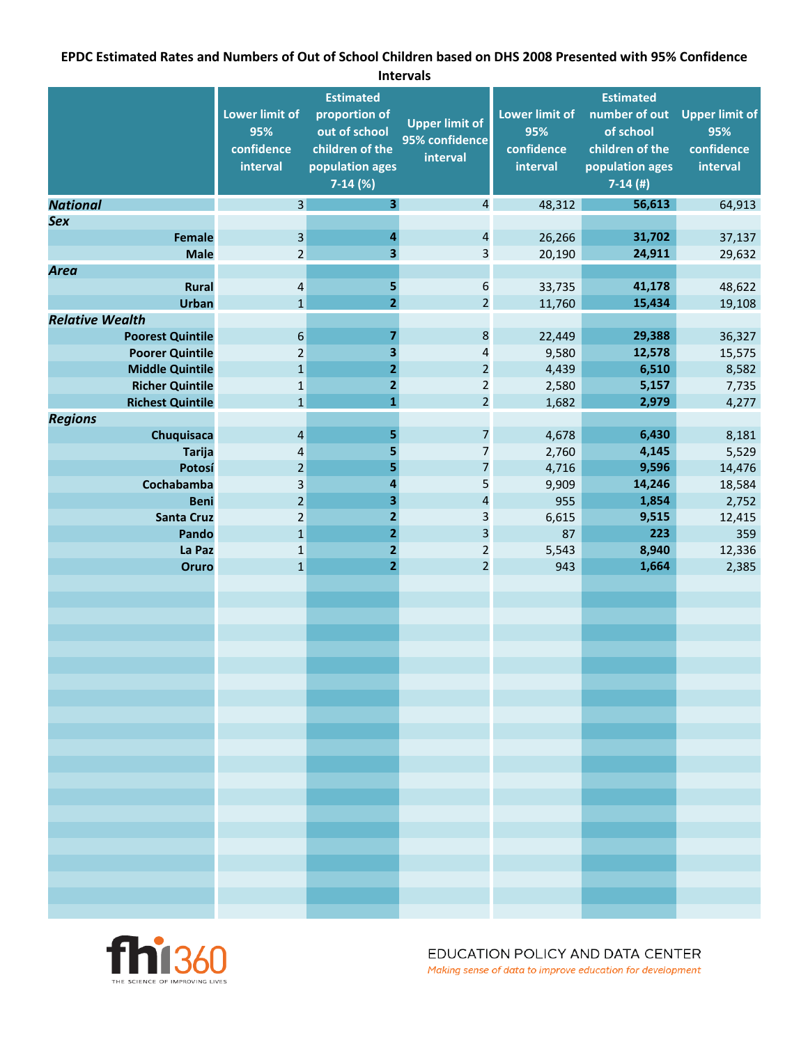**EPDC Estimated Rates and Numbers of Out of School Children based on DHS 2008 Presented with 95% Confidence Intervals**

| | Lower limit of 95% confidence interval | Estimated proportion of out of school children of the population ages 7-14 (%) | Upper limit of 95% confidence interval | Lower limit of 95% confidence interval | Estimated number of out of school children of the population ages 7-14 (#) | Upper limit of 95% confidence interval |
|---|---|---|---|---|---|---|
| ***National*** | 3 | **3** | 4 | 48,312 | **56,613** | 64,913 |
| ***Sex*** | | | | | | |
| **Female** | 3 | **4** | 4 | 26,266 | **31,702** | 37,137 |
| **Male** | 2 | **3** | 3 | 20,190 | **24,911** | 29,632 |
| ***Area*** | | | | | | |
| **Rural** | 4 | **5** | 6 | 33,735 | **41,178** | 48,622 |
| **Urban** | 1 | **2** | 2 | 11,760 | **15,434** | 19,108 |
| ***Relative Wealth*** | | | | | | |
| **Poorest Quintile** | 6 | **7** | 8 | 22,449 | **29,388** | 36,327 |
| **Poorer Quintile** | 2 | **3** | 4 | 9,580 | **12,578** | 15,575 |
| **Middle Quintile** | 1 | **2** | 2 | 4,439 | **6,510** | 8,582 |
| **Richer Quintile** | 1 | **2** | 2 | 2,580 | **5,157** | 7,735 |
| **Richest Quintile** | 1 | **1** | 2 | 1,682 | **2,979** | 4,277 |
| ***Regions*** | | | | | | |
| **Chuquisaca** | 4 | **5** | 7 | 4,678 | **6,430** | 8,181 |
| **Tarija** | 4 | **5** | 7 | 2,760 | **4,145** | 5,529 |
| **Potosí** | 2 | **5** | 7 | 4,716 | **9,596** | 14,476 |
| **Cochabamba** | 3 | **4** | 5 | 9,909 | **14,246** | 18,584 |
| **Beni** | 2 | **3** | 4 | 955 | **1,854** | 2,752 |
| **Santa Cruz** | 2 | **2** | 3 | 6,615 | **9,515** | 12,415 |
| **Pando** | 1 | **2** | 3 | 87 | **223** | 359 |
| **La Paz** | 1 | **2** | 2 | 5,543 | **8,940** | 12,336 |
| **Oruro** | 1 | **2** | 2 | 943 | **1,664** | 2,385 |

fhi360 THE SCIENCE OF IMPROVING LIVES

EDUCATION POLICY AND DATA CENTER
*Making sense of data to improve education for development*